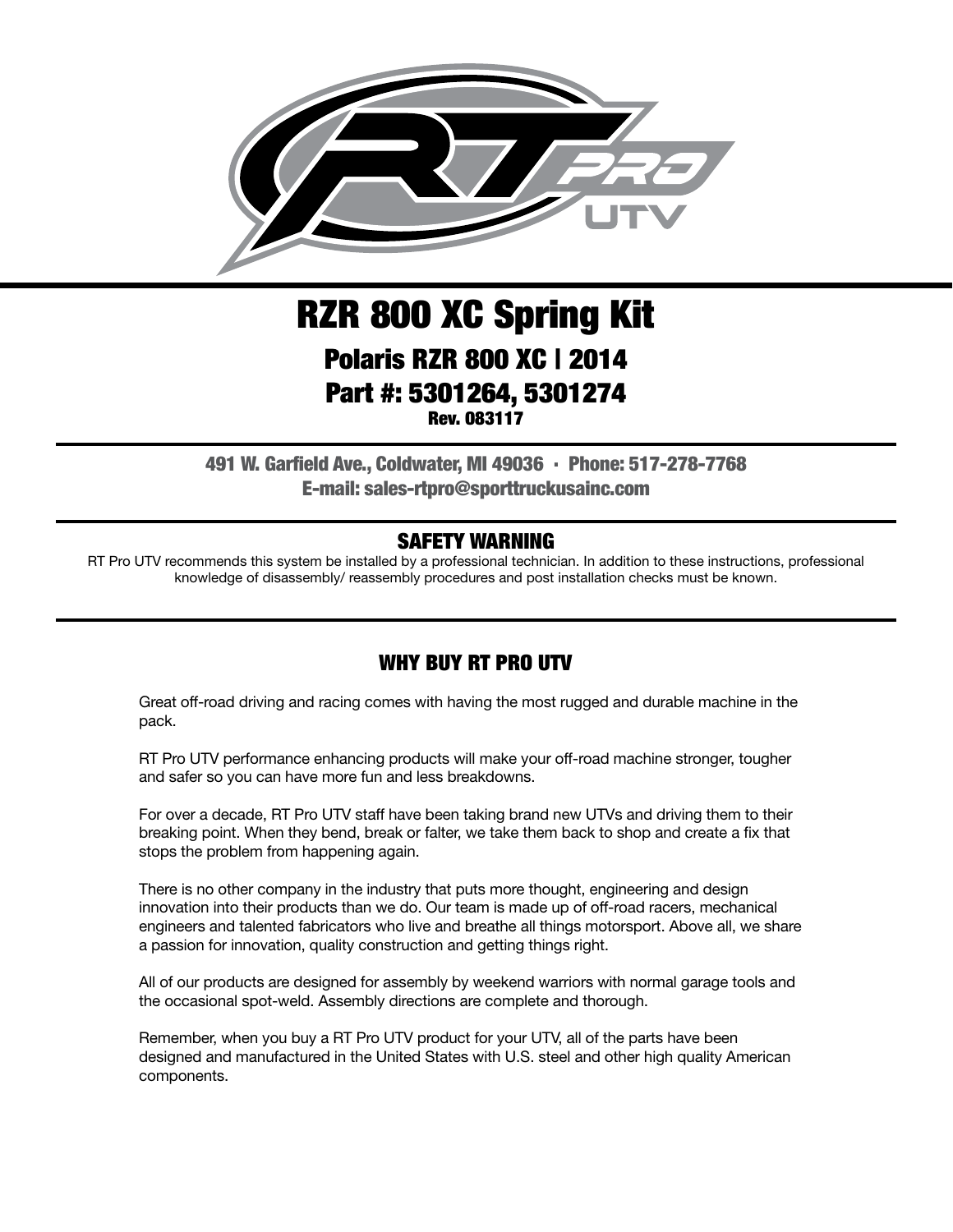# RZR 800 XC Spring Kit

## Polaris RZR 800 XC | 2014

## Part #: 5301264, 5301274

**Rev. 083117**

**491 W. Garfield Ave., Coldwater, MI 49036 · Phone: 517-278-7768**
**E-mail: sales-rtpro@sporttruckusainc.com**

### SAFETY WARNING

RT Pro UTV recommends this system be installed by a professional technician. In addition to these instructions, professional knowledge of disassembly/ reassembly procedures and post installation checks must be known.

### WHY BUY RT PRO UTV

Great off-road driving and racing comes with having the most rugged and durable machine in the pack.

RT Pro UTV performance enhancing products will make your off-road machine stronger, tougher and safer so you can have more fun and less breakdowns.

For over a decade, RT Pro UTV staff have been taking brand new UTVs and driving them to their breaking point. When they bend, break or falter, we take them back to shop and create a fix that stops the problem from happening again.

There is no other company in the industry that puts more thought, engineering and design innovation into their products than we do. Our team is made up of off-road racers, mechanical engineers and talented fabricators who live and breathe all things motorsport. Above all, we share a passion for innovation, quality construction and getting things right.

All of our products are designed for assembly by weekend warriors with normal garage tools and the occasional spot-weld. Assembly directions are complete and thorough.

Remember, when you buy a RT Pro UTV product for your UTV, all of the parts have been designed and manufactured in the United States with U.S. steel and other high quality American components.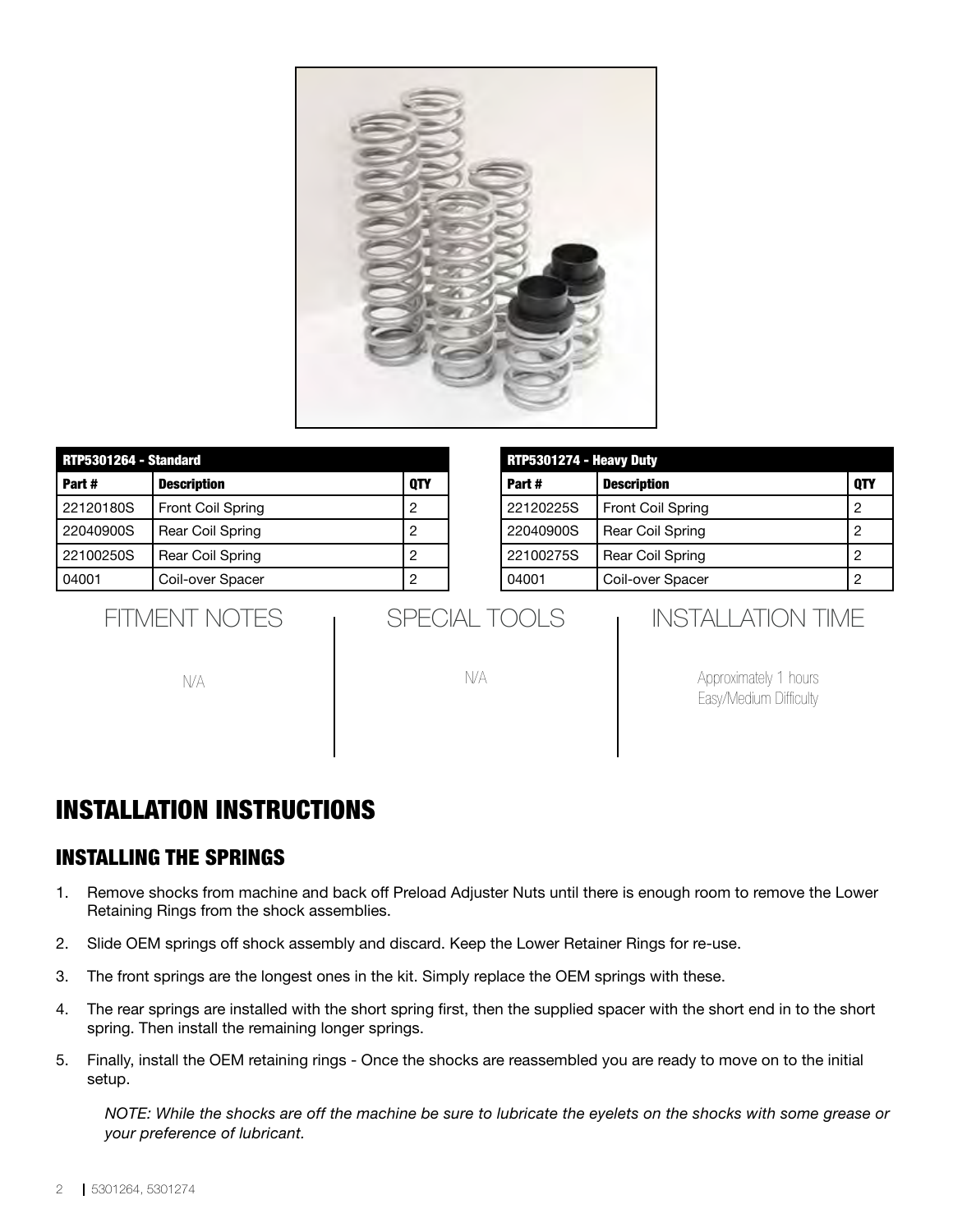| RTP5301264 - Standard | | |
|---|---|---|
| **Part #** | **Description** | **QTY** |
| 22120180S | Front Coil Spring | 2 |
| 22040900S | Rear Coil Spring | 2 |
| 22100250S | Rear Coil Spring | 2 |
| 04001 | Coil-over Spacer | 2 |

| RTP5301274 - Heavy Duty | | |
|---|---|---|
| **Part #** | **Description** | **QTY** |
| 22120225S | Front Coil Spring | 2 |
| 22040900S | Rear Coil Spring | 2 |
| 22100275S | Rear Coil Spring | 2 |
| 04001 | Coil-over Spacer | 2 |

## FITMENT NOTES

N/A

## SPECIAL TOOLS

N/A

## INSTALLATION TIME

Approximately 1 hours
Easy/Medium Difficulty

# INSTALLATION INSTRUCTIONS

## INSTALLING THE SPRINGS

1. Remove shocks from machine and back off Preload Adjuster Nuts until there is enough room to remove the Lower Retaining Rings from the shock assemblies.
2. Slide OEM springs off shock assembly and discard. Keep the Lower Retainer Rings for re-use.
3. The front springs are the longest ones in the kit. Simply replace the OEM springs with these.
4. The rear springs are installed with the short spring first, then the supplied spacer with the short end in to the short spring. Then install the remaining longer springs.
5. Finally, install the OEM retaining rings - Once the shocks are reassembled you are ready to move on to the initial setup.

   *NOTE: While the shocks are off the machine be sure to lubricate the eyelets on the shocks with some grease or your preference of lubricant.*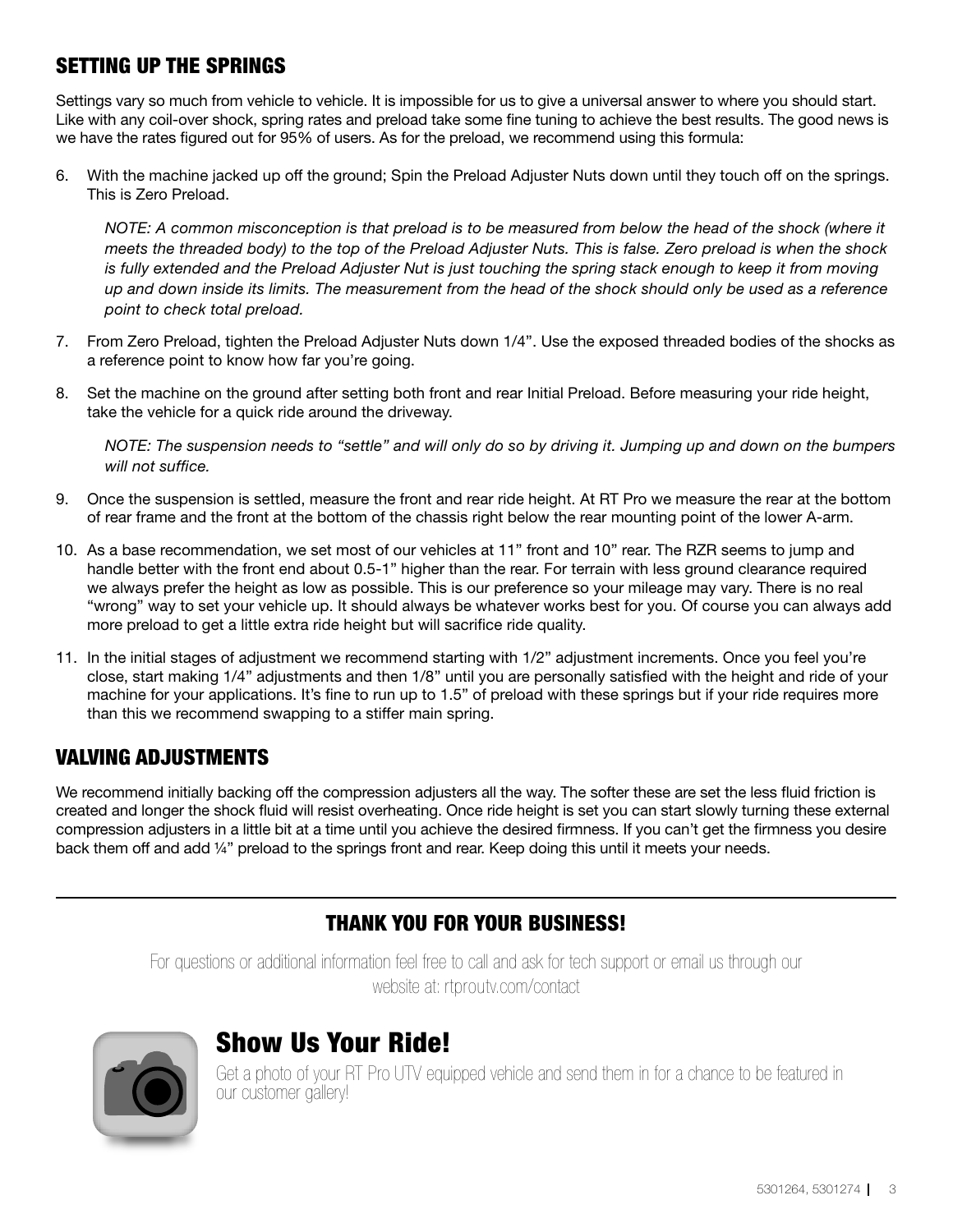## SETTING UP THE SPRINGS

Settings vary so much from vehicle to vehicle. It is impossible for us to give a universal answer to where you should start. Like with any coil-over shock, spring rates and preload take some fine tuning to achieve the best results. The good news is we have the rates figured out for 95% of users. As for the preload, we recommend using this formula:

6. With the machine jacked up off the ground; Spin the Preload Adjuster Nuts down until they touch off on the springs. This is Zero Preload.

   *NOTE: A common misconception is that preload is to be measured from below the head of the shock (where it meets the threaded body) to the top of the Preload Adjuster Nuts. This is false. Zero preload is when the shock is fully extended and the Preload Adjuster Nut is just touching the spring stack enough to keep it from moving up and down inside its limits. The measurement from the head of the shock should only be used as a reference point to check total preload.*

7. From Zero Preload, tighten the Preload Adjuster Nuts down 1/4". Use the exposed threaded bodies of the shocks as a reference point to know how far you're going.
8. Set the machine on the ground after setting both front and rear Initial Preload. Before measuring your ride height, take the vehicle for a quick ride around the driveway.

   *NOTE: The suspension needs to "settle" and will only do so by driving it. Jumping up and down on the bumpers will not suffice.*

9. Once the suspension is settled, measure the front and rear ride height. At RT Pro we measure the rear at the bottom of rear frame and the front at the bottom of the chassis right below the rear mounting point of the lower A-arm.
10. As a base recommendation, we set most of our vehicles at 11" front and 10" rear. The RZR seems to jump and handle better with the front end about 0.5-1" higher than the rear. For terrain with less ground clearance required we always prefer the height as low as possible. This is our preference so your mileage may vary. There is no real "wrong" way to set your vehicle up. It should always be whatever works best for you. Of course you can always add more preload to get a little extra ride height but will sacrifice ride quality.
11. In the initial stages of adjustment we recommend starting with 1/2" adjustment increments. Once you feel you're close, start making 1/4" adjustments and then 1/8" until you are personally satisfied with the height and ride of your machine for your applications. It's fine to run up to 1.5" of preload with these springs but if your ride requires more than this we recommend swapping to a stiffer main spring.

## VALVING ADJUSTMENTS

We recommend initially backing off the compression adjusters all the way. The softer these are set the less fluid friction is created and longer the shock fluid will resist overheating. Once ride height is set you can start slowly turning these external compression adjusters in a little bit at a time until you achieve the desired firmness. If you can't get the firmness you desire back them off and add ¼" preload to the springs front and rear. Keep doing this until it meets your needs.

---

### THANK YOU FOR YOUR BUSINESS!

For questions or additional information feel free to call and ask for tech support or email us through our website at: rtproutv.com/contact

## Show Us Your Ride!

Get a photo of your RT Pro UTV equipped vehicle and send them in for a chance to be featured in our customer gallery!